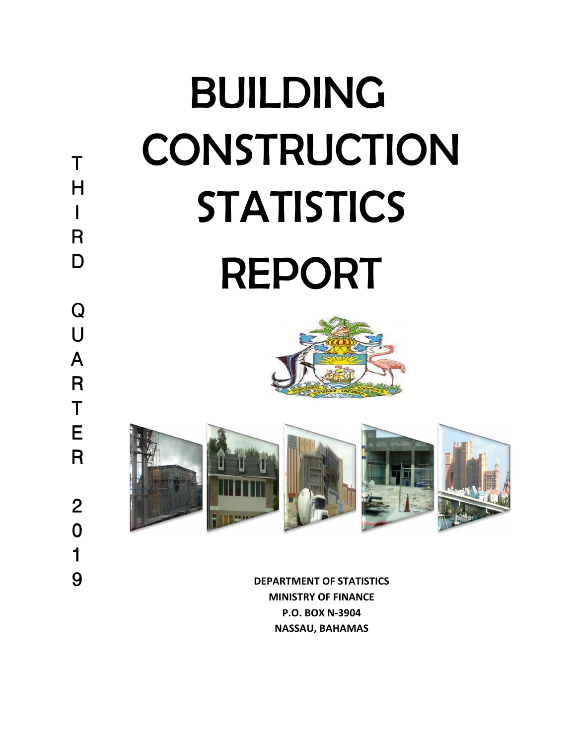THIRD QUARTER 2019

# BUILDING CONSTRUCTION STATISTICS REPORT

**DEPARTMENT OF STATISTICS**
**MINISTRY OF FINANCE**
**P.O. BOX N-3904**
**NASSAU, BAHAMAS**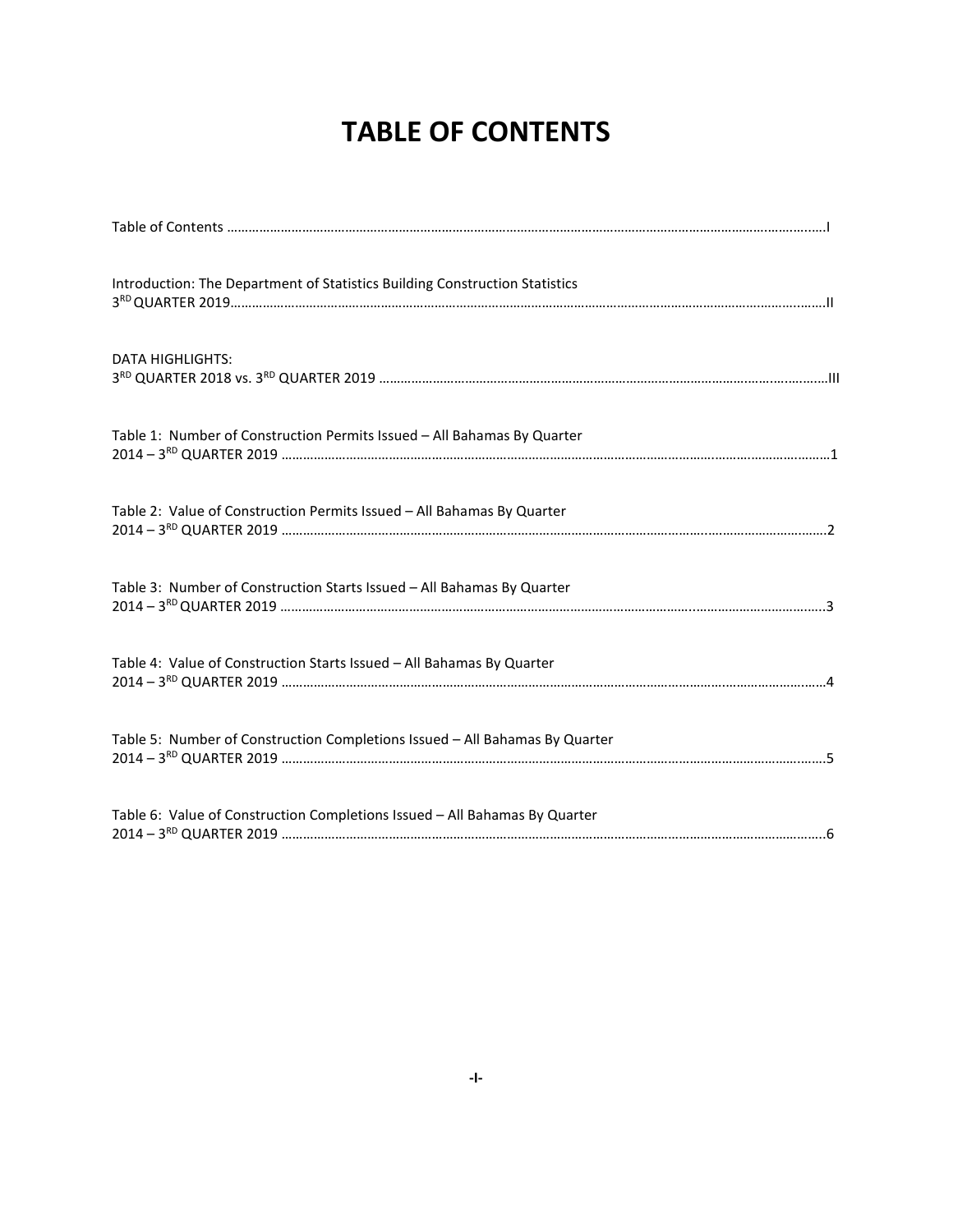# TABLE OF CONTENTS

Table of Contents ……………………………………………………………………………………………………………………………I

Introduction: The Department of Statistics Building Construction Statistics
3RD QUARTER 2019……………………………………………………………………………………………………………………………II

DATA HIGHLIGHTS:
3RD QUARTER 2018 vs. 3RD QUARTER 2019 …………………………………………………………………………………………III

Table 1: Number of Construction Permits Issued – All Bahamas By Quarter
2014 – 3RD QUARTER 2019 ……………………………………………………………………………………………………………1

Table 2: Value of Construction Permits Issued – All Bahamas By Quarter
2014 – 3RD QUARTER 2019 ……………………………………………………………………………………………………………2

Table 3: Number of Construction Starts Issued – All Bahamas By Quarter
2014 – 3RD QUARTER 2019 ……………………………………………………………………………………………………………3

Table 4: Value of Construction Starts Issued – All Bahamas By Quarter
2014 – 3RD QUARTER 2019 ……………………………………………………………………………………………………………4

Table 5: Number of Construction Completions Issued – All Bahamas By Quarter
2014 – 3RD QUARTER 2019 ……………………………………………………………………………………………………………5

Table 6: Value of Construction Completions Issued – All Bahamas By Quarter
2014 – 3RD QUARTER 2019 ……………………………………………………………………………………………………………6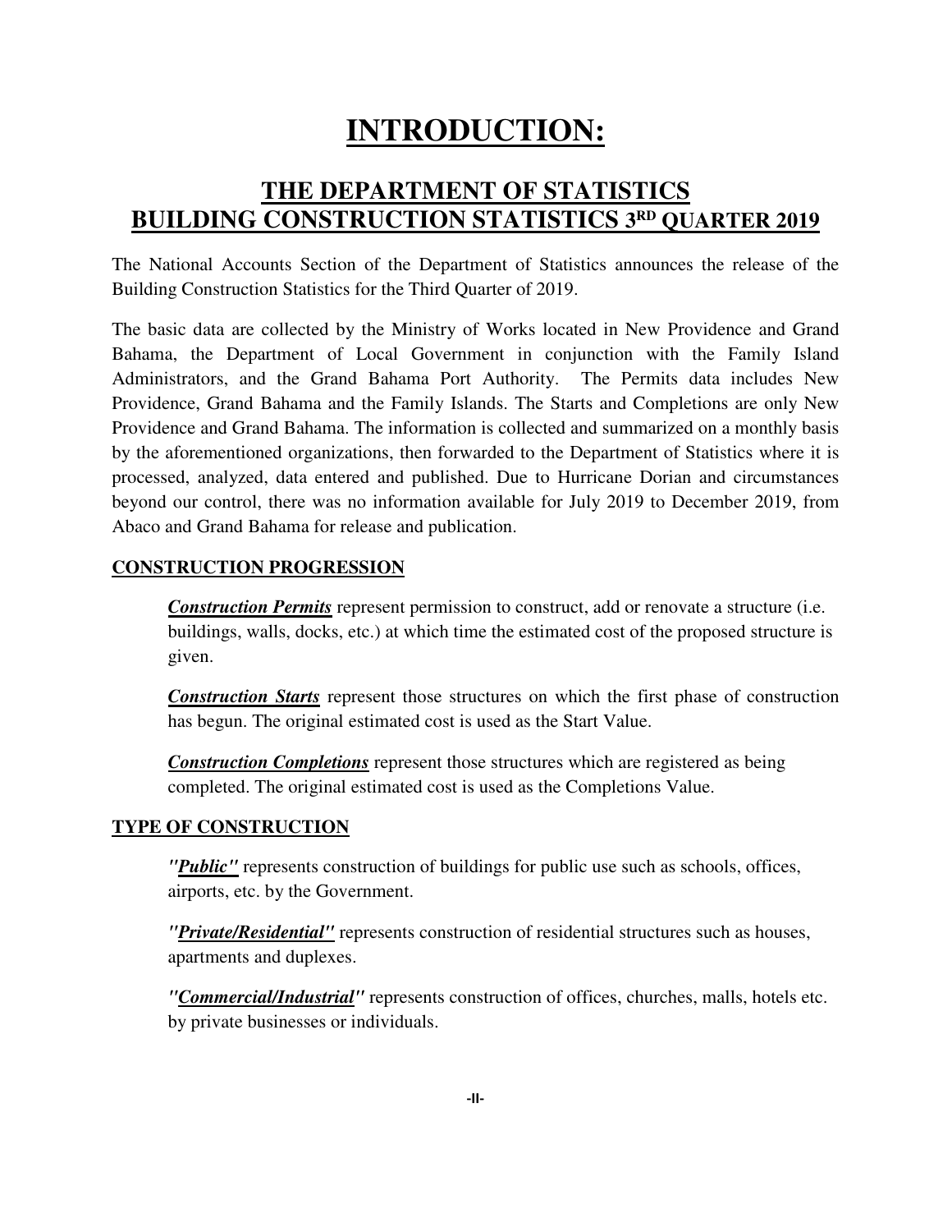# INTRODUCTION:

## THE DEPARTMENT OF STATISTICS
## BUILDING CONSTRUCTION STATISTICS 3RD QUARTER 2019

The National Accounts Section of the Department of Statistics announces the release of the Building Construction Statistics for the Third Quarter of 2019.

The basic data are collected by the Ministry of Works located in New Providence and Grand Bahama, the Department of Local Government in conjunction with the Family Island Administrators, and the Grand Bahama Port Authority. The Permits data includes New Providence, Grand Bahama and the Family Islands. The Starts and Completions are only New Providence and Grand Bahama. The information is collected and summarized on a monthly basis by the aforementioned organizations, then forwarded to the Department of Statistics where it is processed, analyzed, data entered and published. Due to Hurricane Dorian and circumstances beyond our control, there was no information available for July 2019 to December 2019, from Abaco and Grand Bahama for release and publication.

**CONSTRUCTION PROGRESSION**

***Construction Permits*** represent permission to construct, add or renovate a structure (i.e. buildings, walls, docks, etc.) at which time the estimated cost of the proposed structure is given.

***Construction Starts*** represent those structures on which the first phase of construction has begun. The original estimated cost is used as the Start Value.

***Construction Completions*** represent those structures which are registered as being completed. The original estimated cost is used as the Completions Value.

**TYPE OF CONSTRUCTION**

***"Public"*** represents construction of buildings for public use such as schools, offices, airports, etc. by the Government.

***"Private/Residential"*** represents construction of residential structures such as houses, apartments and duplexes.

***"Commercial/Industrial"*** represents construction of offices, churches, malls, hotels etc. by private businesses or individuals.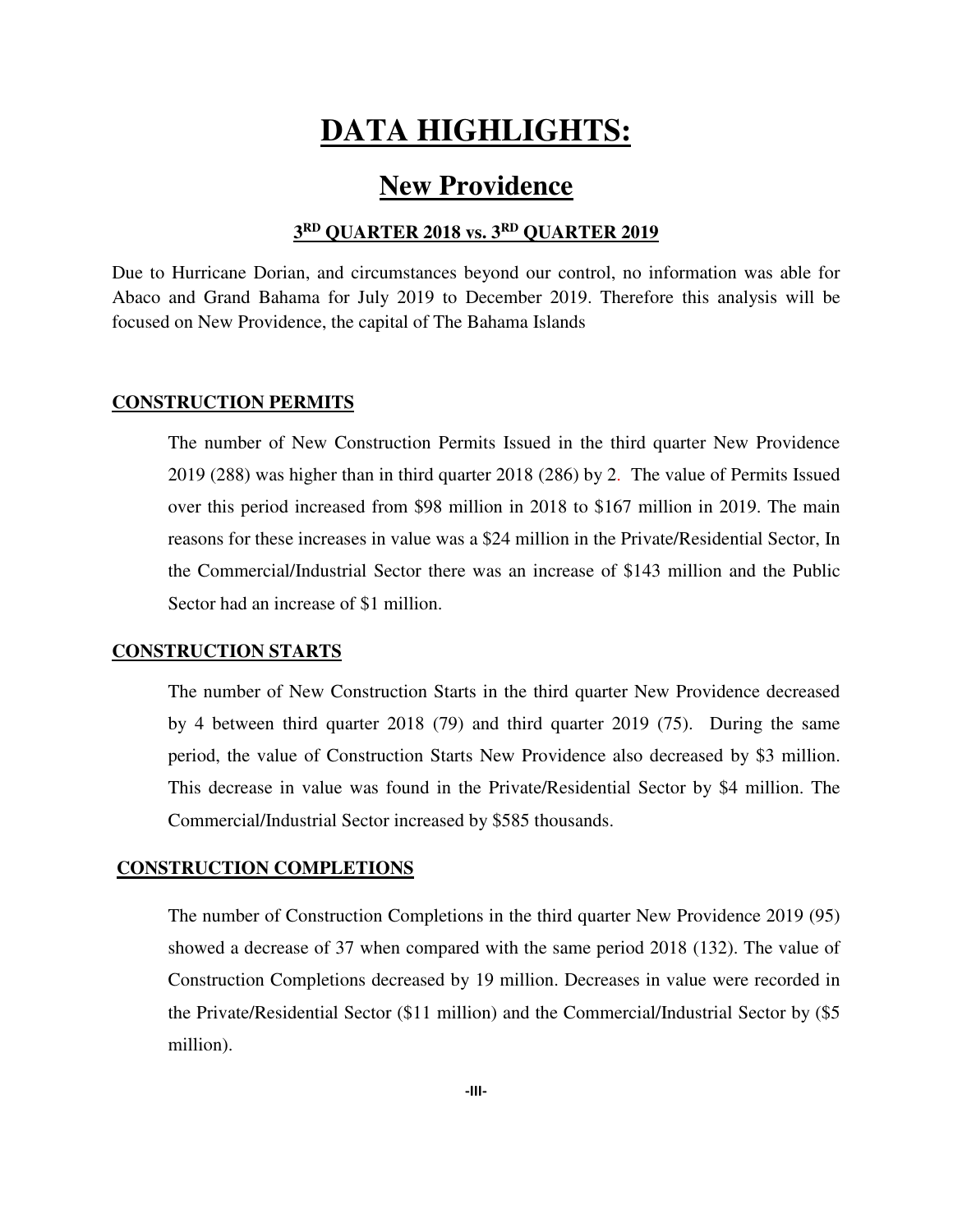# DATA HIGHLIGHTS:

## New Providence

### 3RD QUARTER 2018 vs. 3RD QUARTER 2019

Due to Hurricane Dorian, and circumstances beyond our control, no information was able for Abaco and Grand Bahama for July 2019 to December 2019. Therefore this analysis will be focused on New Providence, the capital of The Bahama Islands

#### CONSTRUCTION PERMITS

The number of New Construction Permits Issued in the third quarter New Providence 2019 (288) was higher than in third quarter 2018 (286) by 2. The value of Permits Issued over this period increased from $98 million in 2018 to $167 million in 2019. The main reasons for these increases in value was a $24 million in the Private/Residential Sector, In the Commercial/Industrial Sector there was an increase of $143 million and the Public Sector had an increase of $1 million.

#### CONSTRUCTION STARTS

The number of New Construction Starts in the third quarter New Providence decreased by 4 between third quarter 2018 (79) and third quarter 2019 (75). During the same period, the value of Construction Starts New Providence also decreased by $3 million. This decrease in value was found in the Private/Residential Sector by $4 million. The Commercial/Industrial Sector increased by $585 thousands.

#### CONSTRUCTION COMPLETIONS

The number of Construction Completions in the third quarter New Providence 2019 (95) showed a decrease of 37 when compared with the same period 2018 (132). The value of Construction Completions decreased by 19 million. Decreases in value were recorded in the Private/Residential Sector ($11 million) and the Commercial/Industrial Sector by ($5 million).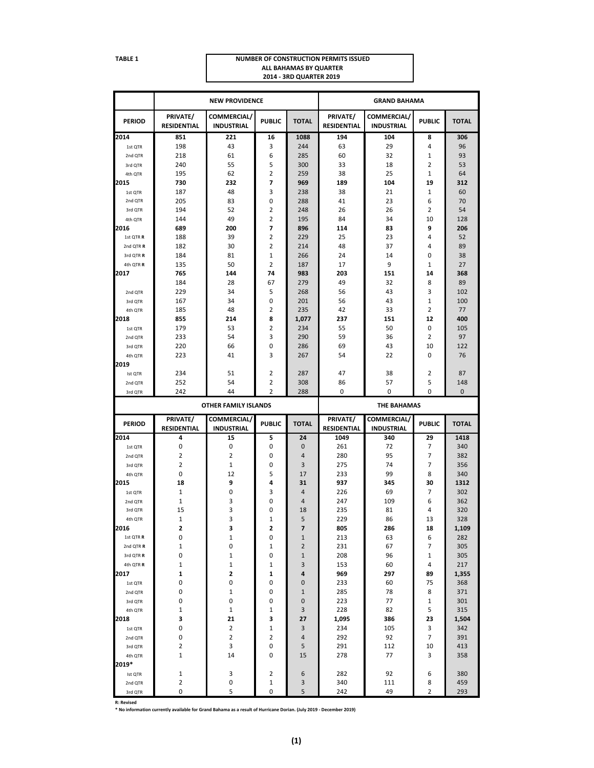**TABLE 1**

**NUMBER OF CONSTRUCTION PERMITS ISSUED**
**ALL BAHAMAS BY QUARTER**
**2014 - 3RD QUARTER 2019**

| | NEW PROVIDENCE | | | | GRAND BAHAMA | | | |
|---|---|---|---|---|---|---|---|---|
| PERIOD | PRIVATE/ RESIDENTIAL | COMMERCIAL/ INDUSTRIAL | PUBLIC | TOTAL | PRIVATE/ RESIDENTIAL | COMMERCIAL/ INDUSTRIAL | PUBLIC | TOTAL |
| **2014** | **851** | **221** | **16** | **1088** | **194** | **104** | **8** | **306** |
| 1st QTR | 198 | 43 | 3 | 244 | 63 | 29 | 4 | 96 |
| 2nd QTR | 218 | 61 | 6 | 285 | 60 | 32 | 1 | 93 |
| 3rd QTR | 240 | 55 | 5 | 300 | 33 | 18 | 2 | 53 |
| 4th QTR | 195 | 62 | 2 | 259 | 38 | 25 | 1 | 64 |
| **2015** | **730** | **232** | **7** | **969** | **189** | **104** | **19** | **312** |
| 1st QTR | 187 | 48 | 3 | 238 | 38 | 21 | 1 | 60 |
| 2nd QTR | 205 | 83 | 0 | 288 | 41 | 23 | 6 | 70 |
| 3rd QTR | 194 | 52 | 2 | 248 | 26 | 26 | 2 | 54 |
| 4th QTR | 144 | 49 | 2 | 195 | 84 | 34 | 10 | 128 |
| **2016** | **689** | **200** | **7** | **896** | **114** | **83** | **9** | **206** |
| 1st QTR **R** | 188 | 39 | 2 | 229 | 25 | 23 | 4 | 52 |
| 2nd QTR **R** | 182 | 30 | 2 | 214 | 48 | 37 | 4 | 89 |
| 3rd QTR **R** | 184 | 81 | 1 | 266 | 24 | 14 | 0 | 38 |
| 4th QTR **R** | 135 | 50 | 2 | 187 | 17 | 9 | 1 | 27 |
| **2017** | **765** | **144** | **74** | **983** | **203** | **151** | **14** | **368** |
| | 184 | 28 | 67 | 279 | 49 | 32 | 8 | 89 |
| 2nd QTR | 229 | 34 | 5 | 268 | 56 | 43 | 3 | 102 |
| 3rd QTR | 167 | 34 | 0 | 201 | 56 | 43 | 1 | 100 |
| 4th QTR | 185 | 48 | 2 | 235 | 42 | 33 | 2 | 77 |
| **2018** | **855** | **214** | **8** | **1,077** | **237** | **151** | **12** | **400** |
| 1st QTR | 179 | 53 | 2 | 234 | 55 | 50 | 0 | 105 |
| 2nd QTR | 233 | 54 | 3 | 290 | 59 | 36 | 2 | 97 |
| 3rd QTR | 220 | 66 | 0 | 286 | 69 | 43 | 10 | 122 |
| 4th QTR | 223 | 41 | 3 | 267 | 54 | 22 | 0 | 76 |
| **2019** | | | | | | | | |
| Ist QTR | 234 | 51 | 2 | 287 | 47 | 38 | 2 | 87 |
| 2nd QTR | 252 | 54 | 2 | 308 | 86 | 57 | 5 | 148 |
| 3rd QTR | 242 | 44 | 2 | 288 | 0 | 0 | 0 | 0 |

| | OTHER FAMILY ISLANDS | | | | THE BAHAMAS | | | |
|---|---|---|---|---|---|---|---|---|
| PERIOD | PRIVATE/ RESIDENTIAL | COMMERCIAL/ INDUSTRIAL | PUBLIC | TOTAL | PRIVATE/ RESIDENTIAL | COMMERCIAL/ INDUSTRIAL | PUBLIC | TOTAL |
| **2014** | **4** | **15** | **5** | **24** | **1049** | **340** | **29** | **1418** |
| 1st QTR | 0 | 0 | 0 | 0 | 261 | 72 | 7 | 340 |
| 2nd QTR | 2 | 2 | 0 | 4 | 280 | 95 | 7 | 382 |
| 3rd QTR | 2 | 1 | 0 | 3 | 275 | 74 | 7 | 356 |
| 4th QTR | 0 | 12 | 5 | 17 | 233 | 99 | 8 | 340 |
| **2015** | **18** | **9** | **4** | **31** | **937** | **345** | **30** | **1312** |
| 1st QTR | 1 | 0 | 3 | 4 | 226 | 69 | 7 | 302 |
| 2nd QTR | 1 | 3 | 0 | 4 | 247 | 109 | 6 | 362 |
| 3rd QTR | 15 | 3 | 0 | 18 | 235 | 81 | 4 | 320 |
| 4th QTR | 1 | 3 | 1 | 5 | 229 | 86 | 13 | 328 |
| **2016** | **2** | **3** | **2** | **7** | **805** | **286** | **18** | **1,109** |
| 1st QTR **R** | 0 | 1 | 0 | 1 | 213 | 63 | 6 | 282 |
| 2nd QTR **R** | 1 | 0 | 1 | 2 | 231 | 67 | 7 | 305 |
| 3rd QTR **R** | 0 | 1 | 0 | 1 | 208 | 96 | 1 | 305 |
| 4th QTR **R** | 1 | 1 | 1 | 3 | 153 | 60 | 4 | 217 |
| **2017** | **1** | **2** | **1** | **4** | **969** | **297** | **89** | **1,355** |
| 1st QTR | 0 | 0 | 0 | 0 | 233 | 60 | 75 | 368 |
| 2nd QTR | 0 | 1 | 0 | 1 | 285 | 78 | 8 | 371 |
| 3rd QTR | 0 | 0 | 0 | 0 | 223 | 77 | 1 | 301 |
| 4th QTR | 1 | 1 | 1 | 3 | 228 | 82 | 5 | 315 |
| **2018** | **3** | **21** | **3** | **27** | **1,095** | **386** | **23** | **1,504** |
| 1st QTR | 0 | 2 | 1 | 3 | 234 | 105 | 3 | 342 |
| 2nd QTR | 0 | 2 | 2 | 4 | 292 | 92 | 7 | 391 |
| 3rd QTR | 2 | 3 | 0 | 5 | 291 | 112 | 10 | 413 |
| 4th QTR | 1 | 14 | 0 | 15 | 278 | 77 | 3 | 358 |
| **2019*** | | | | | | | | |
| Ist QTR | 1 | 3 | 2 | 6 | 282 | 92 | 6 | 380 |
| 2nd QTR | 2 | 0 | 1 | 3 | 340 | 111 | 8 | 459 |
| 3rd QTR | 0 | 5 | 0 | 5 | 242 | 49 | 2 | 293 |

**R: Revised**

**\* No information currently available for Grand Bahama as a result of Hurricane Dorian. (July 2019 - December 2019)**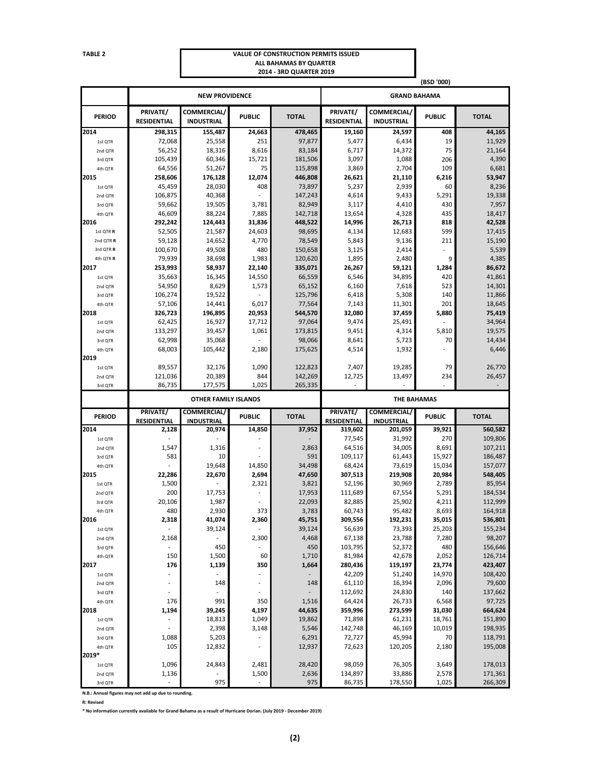**TABLE 2**

**VALUE OF CONSTRUCTION PERMITS ISSUED**
**ALL BAHAMAS BY QUARTER**
**2014 - 3RD QUARTER 2019**

(BSD '000)

| | NEW PROVIDENCE | | | | GRAND BAHAMA | | | |
|---|---|---|---|---|---|---|---|---|
| **PERIOD** | **PRIVATE/ RESIDENTIAL** | **COMMERCIAL/ INDUSTRIAL** | **PUBLIC** | **TOTAL** | **PRIVATE/ RESIDENTIAL** | **COMMERCIAL/ INDUSTRIAL** | **PUBLIC** | **TOTAL** |
| **2014** | **298,315** | **155,487** | **24,663** | **478,465** | **19,160** | **24,597** | **408** | **44,165** |
| 1st QTR | 72,068 | 25,558 | 251 | 97,877 | 5,477 | 6,434 | 19 | 11,929 |
| 2nd QTR | 56,252 | 18,316 | 8,616 | 83,184 | 6,717 | 14,372 | 75 | 21,164 |
| 3rd QTR | 105,439 | 60,346 | 15,721 | 181,506 | 3,097 | 1,088 | 206 | 4,390 |
| 4th QTR | 64,556 | 51,267 | 75 | 115,898 | 3,869 | 2,704 | 109 | 6,681 |
| **2015** | **258,606** | **176,128** | **12,074** | **446,808** | **26,621** | **21,110** | **6,216** | **53,947** |
| 1st QTR | 45,459 | 28,030 | 408 | 73,897 | 5,237 | 2,939 | 60 | 8,236 |
| 2nd QTR | 106,875 | 40,368 | - | 147,243 | 4,614 | 9,433 | 5,291 | 19,338 |
| 3rd QTR | 59,662 | 19,505 | 3,781 | 82,949 | 3,117 | 4,410 | 430 | 7,957 |
| 4th QTR | 46,609 | 88,224 | 7,885 | 142,718 | 13,654 | 4,328 | 435 | 18,417 |
| **2016** | **292,242** | **124,443** | **31,836** | **448,522** | **14,996** | **26,713** | **818** | **42,528** |
| 1st QTR **R** | 52,505 | 21,587 | 24,603 | 98,695 | 4,134 | 12,683 | 599 | 17,415 |
| 2nd QTR **R** | 59,128 | 14,652 | 4,770 | 78,549 | 5,843 | 9,136 | 211 | 15,190 |
| 3rd QTR **R** | 100,670 | 49,508 | 480 | 150,658 | 3,125 | 2,414 | - | 5,539 |
| 4th QTR **R** | 79,939 | 38,698 | 1,983 | 120,620 | 1,895 | 2,480 | 9 | 4,385 |
| **2017** | **253,993** | **58,937** | **22,140** | **335,071** | **26,267** | **59,121** | **1,284** | **86,672** |
| 1st QTR | 35,663 | 16,345 | 14,550 | 66,559 | 6,546 | 34,895 | 420 | 41,861 |
| 2nd QTR | 54,950 | 8,629 | 1,573 | 65,152 | 6,160 | 7,618 | 523 | 14,301 |
| 3rd QTR | 106,274 | 19,522 | - | 125,796 | 6,418 | 5,308 | 140 | 11,866 |
| 4th QTR | 57,106 | 14,441 | 6,017 | 77,564 | 7,143 | 11,301 | 201 | 18,645 |
| **2018** | **326,723** | **196,895** | **20,953** | **544,570** | **32,080** | **37,459** | **5,880** | **75,419** |
| 1st QTR | 62,425 | 16,927 | 17,712 | 97,064 | 9,474 | 25,491 | - | 34,964 |
| 2nd QTR | 133,297 | 39,457 | 1,061 | 173,815 | 9,451 | 4,314 | 5,810 | 19,575 |
| 3rd QTR | 62,998 | 35,068 | - | 98,066 | 8,641 | 5,723 | 70 | 14,434 |
| 4th QTR | 68,003 | 105,442 | 2,180 | 175,625 | 4,514 | 1,932 | - | 6,446 |
| **2019** | | | | | | | | |
| 1st QTR | 89,557 | 32,176 | 1,090 | 122,823 | 7,407 | 19,285 | 79 | 26,770 |
| 2nd QTR | 121,036 | 20,389 | 844 | 142,269 | 12,725 | 13,497 | 234 | 26,457 |
| 3rd QTR | 86,735 | 177,575 | 1,025 | 265,335 | - | - | - | - |

| | OTHER FAMILY ISLANDS | | | | THE BAHAMAS | | | |
|---|---|---|---|---|---|---|---|---|
| **PERIOD** | **PRIVATE/ RESIDENTIAL** | **COMMERCIAL/ INDUSTRIAL** | **PUBLIC** | **TOTAL** | **PRIVATE/ RESIDENTIAL** | **COMMERCIAL/ INDUSTRIAL** | **PUBLIC** | **TOTAL** |
| **2014** | **2,128** | **20,974** | **14,850** | **37,952** | **319,602** | **201,059** | **39,921** | **560,582** |
| 1st QTR | - | - | - | - | 77,545 | 31,992 | 270 | 109,806 |
| 2nd QTR | 1,547 | 1,316 | - | 2,863 | 64,516 | 34,005 | 8,691 | 107,211 |
| 3rd QTR | 581 | 10 | - | 591 | 109,117 | 61,443 | 15,927 | 186,487 |
| 4th QTR | - | 19,648 | 14,850 | 34,498 | 68,424 | 73,619 | 15,034 | 157,077 |
| **2015** | **22,286** | **22,670** | **2,694** | **47,650** | **307,513** | **219,908** | **20,984** | **548,405** |
| 1st QTR | 1,500 | - | 2,321 | 3,821 | 52,196 | 30,969 | 2,789 | 85,954 |
| 2nd QTR | 200 | 17,753 | - | 17,953 | 111,689 | 67,554 | 5,291 | 184,534 |
| 3rd QTR | 20,106 | 1,987 | - | 22,093 | 82,885 | 25,902 | 4,211 | 112,999 |
| 4th QTR | 480 | 2,930 | 373 | 3,783 | 60,743 | 95,482 | 8,693 | 164,918 |
| **2016** | **2,318** | **41,074** | **2,360** | **45,751** | **309,556** | **192,231** | **35,015** | **536,801** |
| 1st QTR | - | 39,124 | - | 39,124 | 56,639 | 73,393 | 25,203 | 155,234 |
| 2nd QTR | 2,168 | - | 2,300 | 4,468 | 67,138 | 23,788 | 7,280 | 98,207 |
| 3rd QTR | - | 450 | - | 450 | 103,795 | 52,372 | 480 | 156,646 |
| 4th QTR | 150 | 1,500 | 60 | 1,710 | 81,984 | 42,678 | 2,052 | 126,714 |
| **2017** | **176** | **1,139** | **350** | **1,664** | **280,436** | **119,197** | **23,774** | **423,407** |
| 1st QTR | - | - | - | - | 42,209 | 51,240 | 14,970 | 108,420 |
| 2nd QTR | - | 148 | - | 148 | 61,110 | 16,394 | 2,096 | 79,600 |
| 3rd QTR | - | - | - | - | 112,692 | 24,830 | 140 | 137,662 |
| 4th QTR | 176 | 991 | 350 | 1,516 | 64,424 | 26,733 | 6,568 | 97,725 |
| **2018** | **1,194** | **39,245** | **4,197** | **44,635** | **359,996** | **273,599** | **31,030** | **664,624** |
| 1st QTR | - | 18,813 | 1,049 | 19,862 | 71,898 | 61,231 | 18,761 | 151,890 |
| 2nd QTR | - | 2,398 | 3,148 | 5,546 | 142,748 | 46,169 | 10,019 | 198,935 |
| 3rd QTR | 1,088 | 5,203 | - | 6,291 | 72,727 | 45,994 | 70 | 118,791 |
| 4th QTR | 105 | 12,832 | - | 12,937 | 72,623 | 120,205 | 2,180 | 195,008 |
| **2019*** | | | | | | | | |
| 1st QTR | 1,096 | 24,843 | 2,481 | 28,420 | 98,059 | 76,305 | 3,649 | 178,013 |
| 2nd QTR | 1,136 | - | 1,500 | 2,636 | 134,897 | 33,886 | 2,578 | 171,361 |
| 3rd QTR | - | 975 | - | 975 | 86,735 | 178,550 | 1,025 | 266,309 |

**N.B.: Annual figures may not add up due to rounding.**

**R: Revised**

**\* No information currently available for Grand Bahama as a result of Hurricane Dorian. (July 2019 - December 2019)**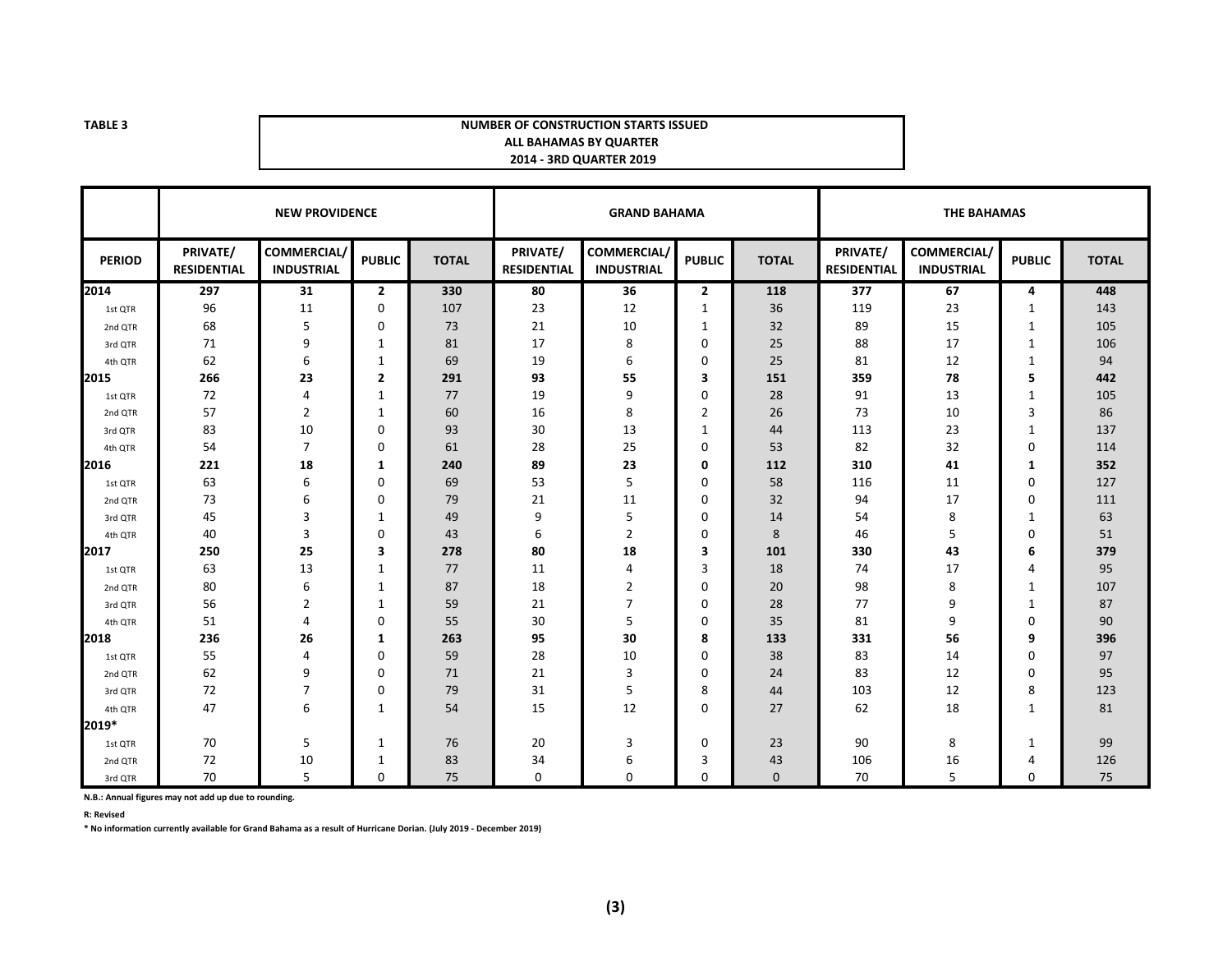**TABLE 3**

**NUMBER OF CONSTRUCTION STARTS ISSUED**
**ALL BAHAMAS BY QUARTER**
**2014 - 3RD QUARTER 2019**

| | NEW PROVIDENCE | | | | GRAND BAHAMA | | | | THE BAHAMAS | | | |
|---|---|---|---|---|---|---|---|---|---|---|---|---|
| PERIOD | PRIVATE/ RESIDENTIAL | COMMERCIAL/ INDUSTRIAL | PUBLIC | TOTAL | PRIVATE/ RESIDENTIAL | COMMERCIAL/ INDUSTRIAL | PUBLIC | TOTAL | PRIVATE/ RESIDENTIAL | COMMERCIAL/ INDUSTRIAL | PUBLIC | TOTAL |
| **2014** | **297** | **31** | **2** | **330** | **80** | **36** | **2** | **118** | **377** | **67** | **4** | **448** |
| 1st QTR | 96 | 11 | 0 | 107 | 23 | 12 | 1 | 36 | 119 | 23 | 1 | 143 |
| 2nd QTR | 68 | 5 | 0 | 73 | 21 | 10 | 1 | 32 | 89 | 15 | 1 | 105 |
| 3rd QTR | 71 | 9 | 1 | 81 | 17 | 8 | 0 | 25 | 88 | 17 | 1 | 106 |
| 4th QTR | 62 | 6 | 1 | 69 | 19 | 6 | 0 | 25 | 81 | 12 | 1 | 94 |
| **2015** | **266** | **23** | **2** | **291** | **93** | **55** | **3** | **151** | **359** | **78** | **5** | **442** |
| 1st QTR | 72 | 4 | 1 | 77 | 19 | 9 | 0 | 28 | 91 | 13 | 1 | 105 |
| 2nd QTR | 57 | 2 | 1 | 60 | 16 | 8 | 2 | 26 | 73 | 10 | 3 | 86 |
| 3rd QTR | 83 | 10 | 0 | 93 | 30 | 13 | 1 | 44 | 113 | 23 | 1 | 137 |
| 4th QTR | 54 | 7 | 0 | 61 | 28 | 25 | 0 | 53 | 82 | 32 | 0 | 114 |
| **2016** | **221** | **18** | **1** | **240** | **89** | **23** | **0** | **112** | **310** | **41** | **1** | **352** |
| 1st QTR | 63 | 6 | 0 | 69 | 53 | 5 | 0 | 58 | 116 | 11 | 0 | 127 |
| 2nd QTR | 73 | 6 | 0 | 79 | 21 | 11 | 0 | 32 | 94 | 17 | 0 | 111 |
| 3rd QTR | 45 | 3 | 1 | 49 | 9 | 5 | 0 | 14 | 54 | 8 | 1 | 63 |
| 4th QTR | 40 | 3 | 0 | 43 | 6 | 2 | 0 | 8 | 46 | 5 | 0 | 51 |
| **2017** | **250** | **25** | **3** | **278** | **80** | **18** | **3** | **101** | **330** | **43** | **6** | **379** |
| 1st QTR | 63 | 13 | 1 | 77 | 11 | 4 | 3 | 18 | 74 | 17 | 4 | 95 |
| 2nd QTR | 80 | 6 | 1 | 87 | 18 | 2 | 0 | 20 | 98 | 8 | 1 | 107 |
| 3rd QTR | 56 | 2 | 1 | 59 | 21 | 7 | 0 | 28 | 77 | 9 | 1 | 87 |
| 4th QTR | 51 | 4 | 0 | 55 | 30 | 5 | 0 | 35 | 81 | 9 | 0 | 90 |
| **2018** | **236** | **26** | **1** | **263** | **95** | **30** | **8** | **133** | **331** | **56** | **9** | **396** |
| 1st QTR | 55 | 4 | 0 | 59 | 28 | 10 | 0 | 38 | 83 | 14 | 0 | 97 |
| 2nd QTR | 62 | 9 | 0 | 71 | 21 | 3 | 0 | 24 | 83 | 12 | 0 | 95 |
| 3rd QTR | 72 | 7 | 0 | 79 | 31 | 5 | 8 | 44 | 103 | 12 | 8 | 123 |
| 4th QTR | 47 | 6 | 1 | 54 | 15 | 12 | 0 | 27 | 62 | 18 | 1 | 81 |
| **2019*** | | | | | | | | | | | | |
| 1st QTR | 70 | 5 | 1 | 76 | 20 | 3 | 0 | 23 | 90 | 8 | 1 | 99 |
| 2nd QTR | 72 | 10 | 1 | 83 | 34 | 6 | 3 | 43 | 106 | 16 | 4 | 126 |
| 3rd QTR | 70 | 5 | 0 | 75 | 0 | 0 | 0 | 0 | 70 | 5 | 0 | 75 |

**N.B.: Annual figures may not add up due to rounding.**

**R: Revised**

**\* No information currently available for Grand Bahama as a result of Hurricane Dorian. (July 2019 - December 2019)**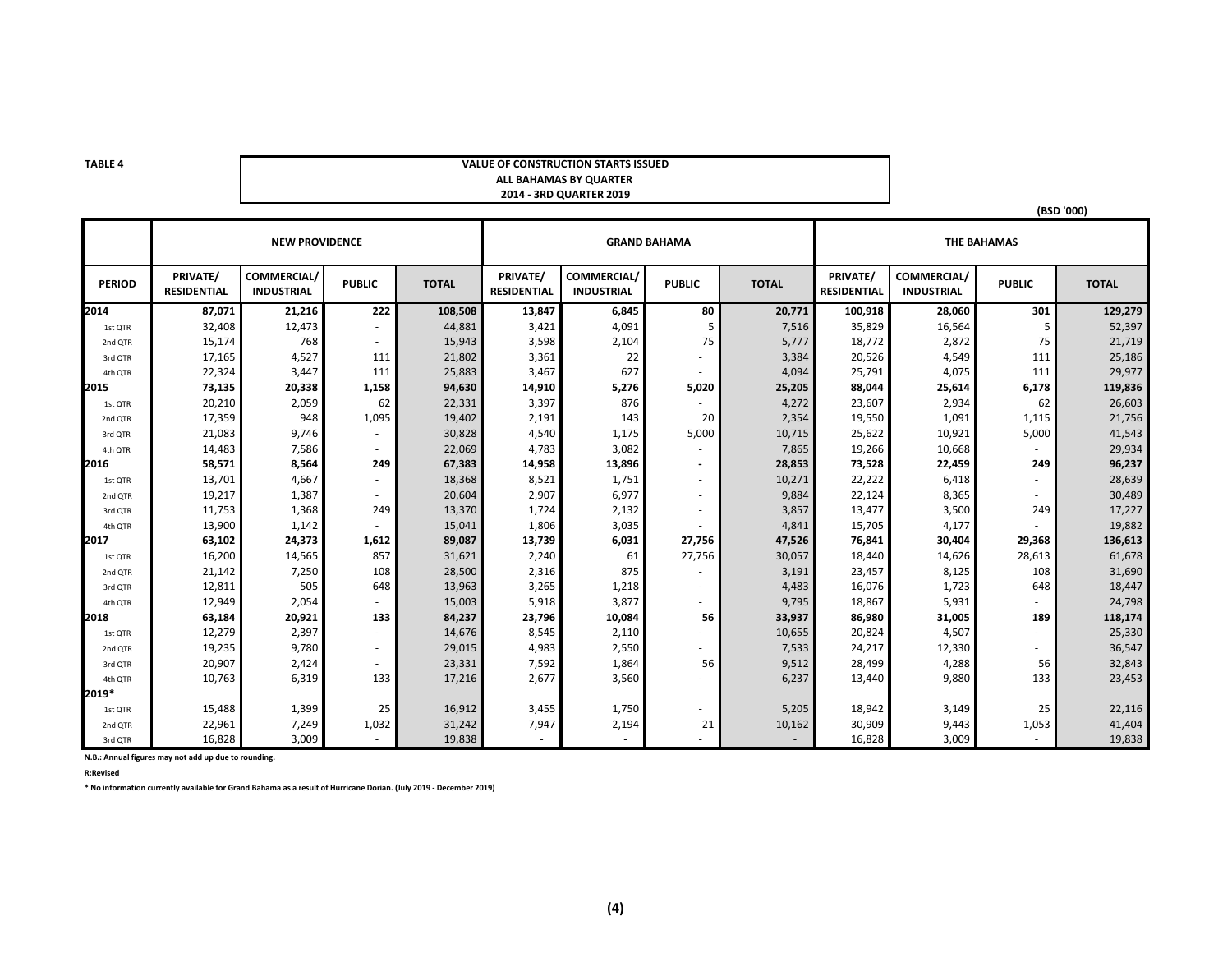**TABLE 4**

**VALUE OF CONSTRUCTION STARTS ISSUED**
**ALL BAHAMAS BY QUARTER**
**2014 - 3RD QUARTER 2019**

(BSD '000)

| | NEW PROVIDENCE | | | | GRAND BAHAMA | | | | THE BAHAMAS | | | |
|---|---|---|---|---|---|---|---|---|---|---|---|---|
| **PERIOD** | **PRIVATE/ RESIDENTIAL** | **COMMERCIAL/ INDUSTRIAL** | **PUBLIC** | **TOTAL** | **PRIVATE/ RESIDENTIAL** | **COMMERCIAL/ INDUSTRIAL** | **PUBLIC** | **TOTAL** | **PRIVATE/ RESIDENTIAL** | **COMMERCIAL/ INDUSTRIAL** | **PUBLIC** | **TOTAL** |
| **2014** | **87,071** | **21,216** | **222** | **108,508** | **13,847** | **6,845** | **80** | **20,771** | **100,918** | **28,060** | **301** | **129,279** |
| 1st QTR | 32,408 | 12,473 | - | 44,881 | 3,421 | 4,091 | 5 | 7,516 | 35,829 | 16,564 | 5 | 52,397 |
| 2nd QTR | 15,174 | 768 | - | 15,943 | 3,598 | 2,104 | 75 | 5,777 | 18,772 | 2,872 | 75 | 21,719 |
| 3rd QTR | 17,165 | 4,527 | 111 | 21,802 | 3,361 | 22 | - | 3,384 | 20,526 | 4,549 | 111 | 25,186 |
| 4th QTR | 22,324 | 3,447 | 111 | 25,883 | 3,467 | 627 | - | 4,094 | 25,791 | 4,075 | 111 | 29,977 |
| **2015** | **73,135** | **20,338** | **1,158** | **94,630** | **14,910** | **5,276** | **5,020** | **25,205** | **88,044** | **25,614** | **6,178** | **119,836** |
| 1st QTR | 20,210 | 2,059 | 62 | 22,331 | 3,397 | 876 | - | 4,272 | 23,607 | 2,934 | 62 | 26,603 |
| 2nd QTR | 17,359 | 948 | 1,095 | 19,402 | 2,191 | 143 | 20 | 2,354 | 19,550 | 1,091 | 1,115 | 21,756 |
| 3rd QTR | 21,083 | 9,746 | - | 30,828 | 4,540 | 1,175 | 5,000 | 10,715 | 25,622 | 10,921 | 5,000 | 41,543 |
| 4th QTR | 14,483 | 7,586 | - | 22,069 | 4,783 | 3,082 | - | 7,865 | 19,266 | 10,668 | - | 29,934 |
| **2016** | **58,571** | **8,564** | **249** | **67,383** | **14,958** | **13,896** | **-** | **28,853** | **73,528** | **22,459** | **249** | **96,237** |
| 1st QTR | 13,701 | 4,667 | - | 18,368 | 8,521 | 1,751 | - | 10,271 | 22,222 | 6,418 | - | 28,639 |
| 2nd QTR | 19,217 | 1,387 | - | 20,604 | 2,907 | 6,977 | - | 9,884 | 22,124 | 8,365 | - | 30,489 |
| 3rd QTR | 11,753 | 1,368 | 249 | 13,370 | 1,724 | 2,132 | - | 3,857 | 13,477 | 3,500 | 249 | 17,227 |
| 4th QTR | 13,900 | 1,142 | - | 15,041 | 1,806 | 3,035 | - | 4,841 | 15,705 | 4,177 | - | 19,882 |
| **2017** | **63,102** | **24,373** | **1,612** | **89,087** | **13,739** | **6,031** | **27,756** | **47,526** | **76,841** | **30,404** | **29,368** | **136,613** |
| 1st QTR | 16,200 | 14,565 | 857 | 31,621 | 2,240 | 61 | 27,756 | 30,057 | 18,440 | 14,626 | 28,613 | 61,678 |
| 2nd QTR | 21,142 | 7,250 | 108 | 28,500 | 2,316 | 875 | - | 3,191 | 23,457 | 8,125 | 108 | 31,690 |
| 3rd QTR | 12,811 | 505 | 648 | 13,963 | 3,265 | 1,218 | - | 4,483 | 16,076 | 1,723 | 648 | 18,447 |
| 4th QTR | 12,949 | 2,054 | - | 15,003 | 5,918 | 3,877 | - | 9,795 | 18,867 | 5,931 | - | 24,798 |
| **2018** | **63,184** | **20,921** | **133** | **84,237** | **23,796** | **10,084** | **56** | **33,937** | **86,980** | **31,005** | **189** | **118,174** |
| 1st QTR | 12,279 | 2,397 | - | 14,676 | 8,545 | 2,110 | - | 10,655 | 20,824 | 4,507 | - | 25,330 |
| 2nd QTR | 19,235 | 9,780 | - | 29,015 | 4,983 | 2,550 | - | 7,533 | 24,217 | 12,330 | - | 36,547 |
| 3rd QTR | 20,907 | 2,424 | - | 23,331 | 7,592 | 1,864 | 56 | 9,512 | 28,499 | 4,288 | 56 | 32,843 |
| 4th QTR | 10,763 | 6,319 | 133 | 17,216 | 2,677 | 3,560 | - | 6,237 | 13,440 | 9,880 | 133 | 23,453 |
| **2019*** | | | | | | | | | | | | |
| 1st QTR | 15,488 | 1,399 | 25 | 16,912 | 3,455 | 1,750 | - | 5,205 | 18,942 | 3,149 | 25 | 22,116 |
| 2nd QTR | 22,961 | 7,249 | 1,032 | 31,242 | 7,947 | 2,194 | 21 | 10,162 | 30,909 | 9,443 | 1,053 | 41,404 |
| 3rd QTR | 16,828 | 3,009 | - | 19,838 | - | - | - | - | 16,828 | 3,009 | - | 19,838 |

**N.B.: Annual figures may not add up due to rounding.**

**R:Revised**

**\* No information currently available for Grand Bahama as a result of Hurricane Dorian. (July 2019 - December 2019)**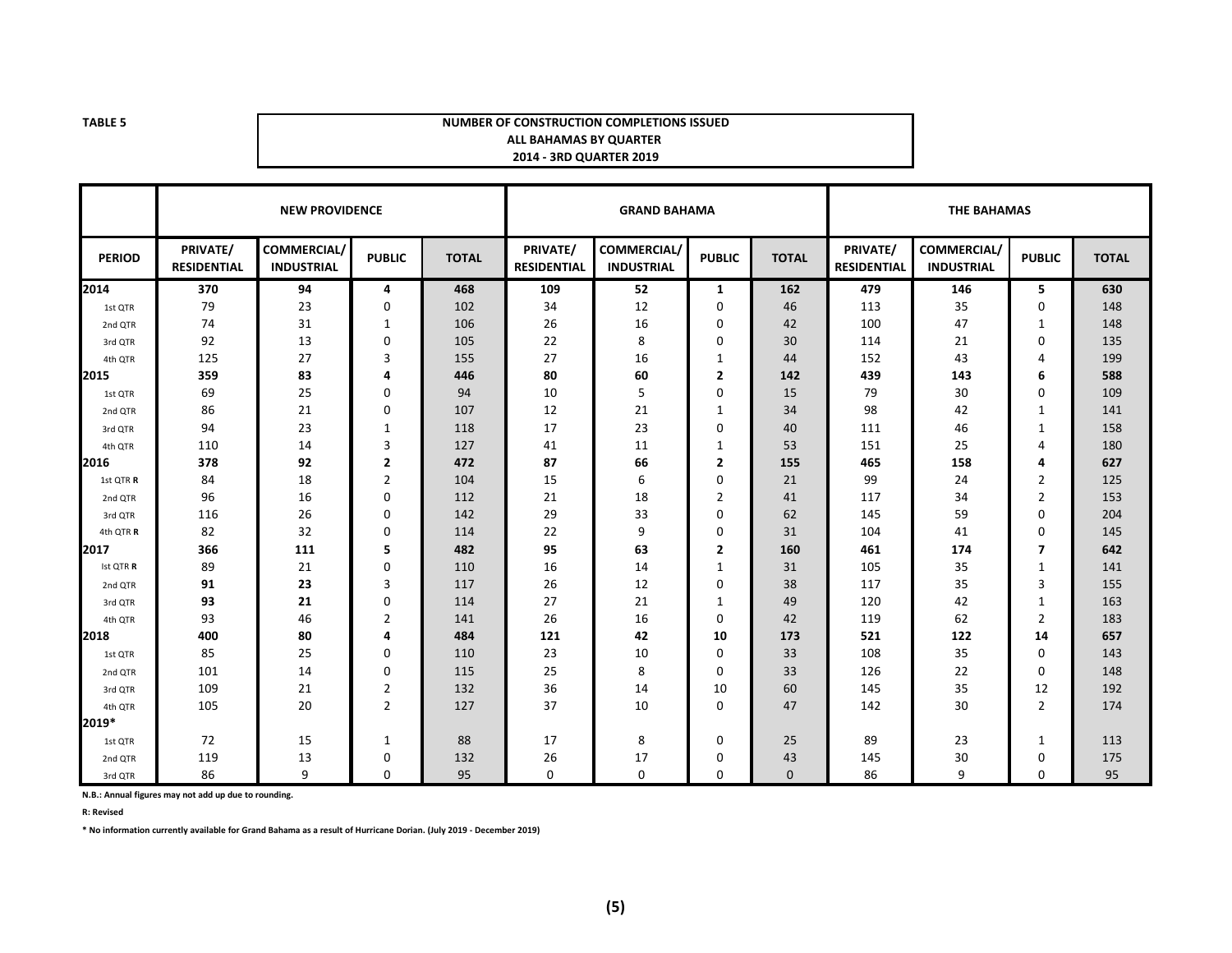**TABLE 5**

**NUMBER OF CONSTRUCTION COMPLETIONS ISSUED**
**ALL BAHAMAS BY QUARTER**
**2014 - 3RD QUARTER 2019**

| | NEW PROVIDENCE | | | | GRAND BAHAMA | | | | THE BAHAMAS | | | |
|---|---|---|---|---|---|---|---|---|---|---|---|---|
| **PERIOD** | **PRIVATE/ RESIDENTIAL** | **COMMERCIAL/ INDUSTRIAL** | **PUBLIC** | **TOTAL** | **PRIVATE/ RESIDENTIAL** | **COMMERCIAL/ INDUSTRIAL** | **PUBLIC** | **TOTAL** | **PRIVATE/ RESIDENTIAL** | **COMMERCIAL/ INDUSTRIAL** | **PUBLIC** | **TOTAL** |
| **2014** | **370** | **94** | **4** | **468** | **109** | **52** | **1** | **162** | **479** | **146** | **5** | **630** |
| 1st QTR | 79 | 23 | 0 | 102 | 34 | 12 | 0 | 46 | 113 | 35 | 0 | 148 |
| 2nd QTR | 74 | 31 | 1 | 106 | 26 | 16 | 0 | 42 | 100 | 47 | 1 | 148 |
| 3rd QTR | 92 | 13 | 0 | 105 | 22 | 8 | 0 | 30 | 114 | 21 | 0 | 135 |
| 4th QTR | 125 | 27 | 3 | 155 | 27 | 16 | 1 | 44 | 152 | 43 | 4 | 199 |
| **2015** | **359** | **83** | **4** | **446** | **80** | **60** | **2** | **142** | **439** | **143** | **6** | **588** |
| 1st QTR | 69 | 25 | 0 | 94 | 10 | 5 | 0 | 15 | 79 | 30 | 0 | 109 |
| 2nd QTR | 86 | 21 | 0 | 107 | 12 | 21 | 1 | 34 | 98 | 42 | 1 | 141 |
| 3rd QTR | 94 | 23 | 1 | 118 | 17 | 23 | 0 | 40 | 111 | 46 | 1 | 158 |
| 4th QTR | 110 | 14 | 3 | 127 | 41 | 11 | 1 | 53 | 151 | 25 | 4 | 180 |
| **2016** | **378** | **92** | **2** | **472** | **87** | **66** | **2** | **155** | **465** | **158** | **4** | **627** |
| 1st QTR **R** | 84 | 18 | 2 | 104 | 15 | 6 | 0 | 21 | 99 | 24 | 2 | 125 |
| 2nd QTR | 96 | 16 | 0 | 112 | 21 | 18 | 2 | 41 | 117 | 34 | 2 | 153 |
| 3rd QTR | 116 | 26 | 0 | 142 | 29 | 33 | 0 | 62 | 145 | 59 | 0 | 204 |
| 4th QTR **R** | 82 | 32 | 0 | 114 | 22 | 9 | 0 | 31 | 104 | 41 | 0 | 145 |
| **2017** | **366** | **111** | **5** | **482** | **95** | **63** | **2** | **160** | **461** | **174** | **7** | **642** |
| Ist QTR **R** | 89 | 21 | 0 | 110 | 16 | 14 | 1 | 31 | 105 | 35 | 1 | 141 |
| 2nd QTR | **91** | **23** | 3 | 117 | 26 | 12 | 0 | 38 | 117 | 35 | 3 | 155 |
| 3rd QTR | **93** | **21** | 0 | 114 | 27 | 21 | 1 | 49 | 120 | 42 | 1 | 163 |
| 4th QTR | 93 | 46 | 2 | 141 | 26 | 16 | 0 | 42 | 119 | 62 | 2 | 183 |
| **2018** | **400** | **80** | **4** | **484** | **121** | **42** | **10** | **173** | **521** | **122** | **14** | **657** |
| 1st QTR | 85 | 25 | 0 | 110 | 23 | 10 | 0 | 33 | 108 | 35 | 0 | 143 |
| 2nd QTR | 101 | 14 | 0 | 115 | 25 | 8 | 0 | 33 | 126 | 22 | 0 | 148 |
| 3rd QTR | 109 | 21 | 2 | 132 | 36 | 14 | 10 | 60 | 145 | 35 | 12 | 192 |
| 4th QTR | 105 | 20 | 2 | 127 | 37 | 10 | 0 | 47 | 142 | 30 | 2 | 174 |
| **2019*** | | | | | | | | | | | | |
| 1st QTR | 72 | 15 | 1 | 88 | 17 | 8 | 0 | 25 | 89 | 23 | 1 | 113 |
| 2nd QTR | 119 | 13 | 0 | 132 | 26 | 17 | 0 | 43 | 145 | 30 | 0 | 175 |
| 3rd QTR | 86 | 9 | 0 | 95 | 0 | 0 | 0 | 0 | 86 | 9 | 0 | 95 |

**N.B.: Annual figures may not add up due to rounding.**

**R: Revised**

**\* No information currently available for Grand Bahama as a result of Hurricane Dorian. (July 2019 - December 2019)**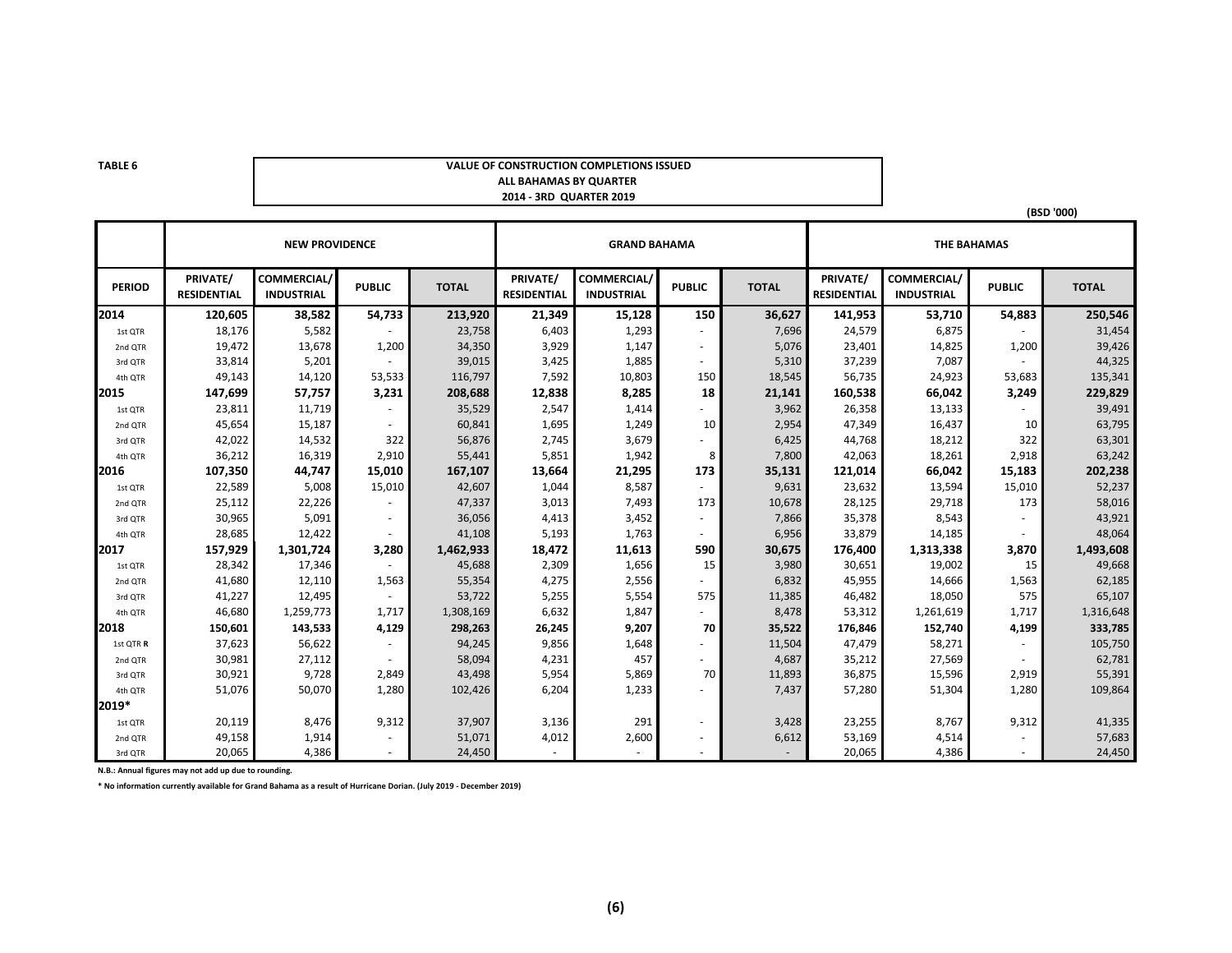TABLE 6

**VALUE OF CONSTRUCTION COMPLETIONS ISSUED**
**ALL BAHAMAS BY QUARTER**
**2014 - 3RD QUARTER 2019**

(BSD '000)

| | NEW PROVIDENCE | | | | GRAND BAHAMA | | | | THE BAHAMAS | | | |
|---|---|---|---|---|---|---|---|---|---|---|---|---|
| PERIOD | PRIVATE/ RESIDENTIAL | COMMERCIAL/ INDUSTRIAL | PUBLIC | TOTAL | PRIVATE/ RESIDENTIAL | COMMERCIAL/ INDUSTRIAL | PUBLIC | TOTAL | PRIVATE/ RESIDENTIAL | COMMERCIAL/ INDUSTRIAL | PUBLIC | TOTAL |
| **2014** | **120,605** | **38,582** | **54,733** | **213,920** | **21,349** | **15,128** | **150** | **36,627** | **141,953** | **53,710** | **54,883** | **250,546** |
| 1st QTR | 18,176 | 5,582 | - | 23,758 | 6,403 | 1,293 | - | 7,696 | 24,579 | 6,875 | - | 31,454 |
| 2nd QTR | 19,472 | 13,678 | 1,200 | 34,350 | 3,929 | 1,147 | - | 5,076 | 23,401 | 14,825 | 1,200 | 39,426 |
| 3rd QTR | 33,814 | 5,201 | - | 39,015 | 3,425 | 1,885 | - | 5,310 | 37,239 | 7,087 | - | 44,325 |
| 4th QTR | 49,143 | 14,120 | 53,533 | 116,797 | 7,592 | 10,803 | 150 | 18,545 | 56,735 | 24,923 | 53,683 | 135,341 |
| **2015** | **147,699** | **57,757** | **3,231** | **208,688** | **12,838** | **8,285** | **18** | **21,141** | **160,538** | **66,042** | **3,249** | **229,829** |
| 1st QTR | 23,811 | 11,719 | - | 35,529 | 2,547 | 1,414 | - | 3,962 | 26,358 | 13,133 | - | 39,491 |
| 2nd QTR | 45,654 | 15,187 | - | 60,841 | 1,695 | 1,249 | 10 | 2,954 | 47,349 | 16,437 | 10 | 63,795 |
| 3rd QTR | 42,022 | 14,532 | 322 | 56,876 | 2,745 | 3,679 | - | 6,425 | 44,768 | 18,212 | 322 | 63,301 |
| 4th QTR | 36,212 | 16,319 | 2,910 | 55,441 | 5,851 | 1,942 | 8 | 7,800 | 42,063 | 18,261 | 2,918 | 63,242 |
| **2016** | **107,350** | **44,747** | **15,010** | **167,107** | **13,664** | **21,295** | **173** | **35,131** | **121,014** | **66,042** | **15,183** | **202,238** |
| 1st QTR | 22,589 | 5,008 | 15,010 | 42,607 | 1,044 | 8,587 | - | 9,631 | 23,632 | 13,594 | 15,010 | 52,237 |
| 2nd QTR | 25,112 | 22,226 | - | 47,337 | 3,013 | 7,493 | 173 | 10,678 | 28,125 | 29,718 | 173 | 58,016 |
| 3rd QTR | 30,965 | 5,091 | - | 36,056 | 4,413 | 3,452 | - | 7,866 | 35,378 | 8,543 | - | 43,921 |
| 4th QTR | 28,685 | 12,422 | - | 41,108 | 5,193 | 1,763 | - | 6,956 | 33,879 | 14,185 | - | 48,064 |
| **2017** | **157,929** | **1,301,724** | **3,280** | **1,462,933** | **18,472** | **11,613** | **590** | **30,675** | **176,400** | **1,313,338** | **3,870** | **1,493,608** |
| 1st QTR | 28,342 | 17,346 | - | 45,688 | 2,309 | 1,656 | 15 | 3,980 | 30,651 | 19,002 | 15 | 49,668 |
| 2nd QTR | 41,680 | 12,110 | 1,563 | 55,354 | 4,275 | 2,556 | - | 6,832 | 45,955 | 14,666 | 1,563 | 62,185 |
| 3rd QTR | 41,227 | 12,495 | - | 53,722 | 5,255 | 5,554 | 575 | 11,385 | 46,482 | 18,050 | 575 | 65,107 |
| 4th QTR | 46,680 | 1,259,773 | 1,717 | 1,308,169 | 6,632 | 1,847 | - | 8,478 | 53,312 | 1,261,619 | 1,717 | 1,316,648 |
| **2018** | **150,601** | **143,533** | **4,129** | **298,263** | **26,245** | **9,207** | **70** | **35,522** | **176,846** | **152,740** | **4,199** | **333,785** |
| 1st QTR **R** | 37,623 | 56,622 | - | 94,245 | 9,856 | 1,648 | - | 11,504 | 47,479 | 58,271 | - | 105,750 |
| 2nd QTR | 30,981 | 27,112 | - | 58,094 | 4,231 | 457 | - | 4,687 | 35,212 | 27,569 | - | 62,781 |
| 3rd QTR | 30,921 | 9,728 | 2,849 | 43,498 | 5,954 | 5,869 | 70 | 11,893 | 36,875 | 15,596 | 2,919 | 55,391 |
| 4th QTR | 51,076 | 50,070 | 1,280 | 102,426 | 6,204 | 1,233 | - | 7,437 | 57,280 | 51,304 | 1,280 | 109,864 |
| **2019*** | | | | | | | | | | | | |
| 1st QTR | 20,119 | 8,476 | 9,312 | 37,907 | 3,136 | 291 | - | 3,428 | 23,255 | 8,767 | 9,312 | 41,335 |
| 2nd QTR | 49,158 | 1,914 | - | 51,071 | 4,012 | 2,600 | - | 6,612 | 53,169 | 4,514 | - | 57,683 |
| 3rd QTR | 20,065 | 4,386 | - | 24,450 | - | - | - | - | 20,065 | 4,386 | - | 24,450 |

**N.B.: Annual figures may not add up due to rounding.**

**\* No information currently available for Grand Bahama as a result of Hurricane Dorian. (July 2019 - December 2019)**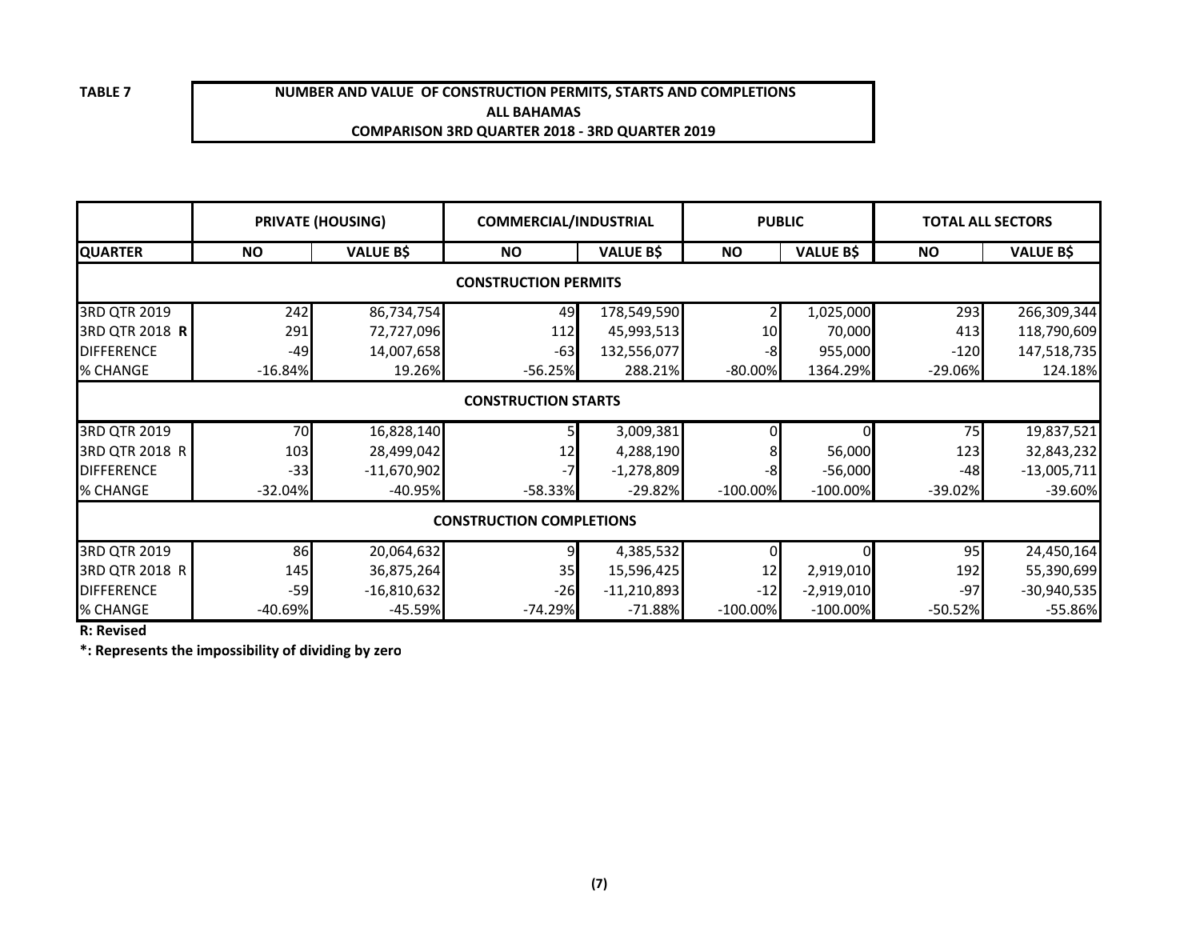**TABLE 7**

**NUMBER AND VALUE OF CONSTRUCTION PERMITS, STARTS AND COMPLETIONS**
**ALL BAHAMAS**
**COMPARISON 3RD QUARTER 2018 - 3RD QUARTER 2019**

| | PRIVATE (HOUSING) | | COMMERCIAL/INDUSTRIAL | | PUBLIC | | TOTAL ALL SECTORS | |
|---|---|---|---|---|---|---|---|---|
| **QUARTER** | **NO** | **VALUE B$** | **NO** | **VALUE B$** | **NO** | **VALUE B$** | **NO** | **VALUE B$** |
| **CONSTRUCTION PERMITS** | | | | | | | | |
| 3RD QTR 2019 | 242 | 86,734,754 | 49 | 178,549,590 | 2 | 1,025,000 | 293 | 266,309,344 |
| 3RD QTR 2018 **R** | 291 | 72,727,096 | 112 | 45,993,513 | 10 | 70,000 | 413 | 118,790,609 |
| DIFFERENCE | -49 | 14,007,658 | -63 | 132,556,077 | -8 | 955,000 | -120 | 147,518,735 |
| % CHANGE | -16.84% | 19.26% | -56.25% | 288.21% | -80.00% | 1364.29% | -29.06% | 124.18% |
| **CONSTRUCTION STARTS** | | | | | | | | |
| 3RD QTR 2019 | 70 | 16,828,140 | 5 | 3,009,381 | 0 | 0 | 75 | 19,837,521 |
| 3RD QTR 2018 R | 103 | 28,499,042 | 12 | 4,288,190 | 8 | 56,000 | 123 | 32,843,232 |
| DIFFERENCE | -33 | -11,670,902 | -7 | -1,278,809 | -8 | -56,000 | -48 | -13,005,711 |
| % CHANGE | -32.04% | -40.95% | -58.33% | -29.82% | -100.00% | -100.00% | -39.02% | -39.60% |
| **CONSTRUCTION COMPLETIONS** | | | | | | | | |
| 3RD QTR 2019 | 86 | 20,064,632 | 9 | 4,385,532 | 0 | 0 | 95 | 24,450,164 |
| 3RD QTR 2018 R | 145 | 36,875,264 | 35 | 15,596,425 | 12 | 2,919,010 | 192 | 55,390,699 |
| DIFFERENCE | -59 | -16,810,632 | -26 | -11,210,893 | -12 | -2,919,010 | -97 | -30,940,535 |
| % CHANGE | -40.69% | -45.59% | -74.29% | -71.88% | -100.00% | -100.00% | -50.52% | -55.86% |

**R: Revised**

**\*: Represents the impossibility of dividing by zero**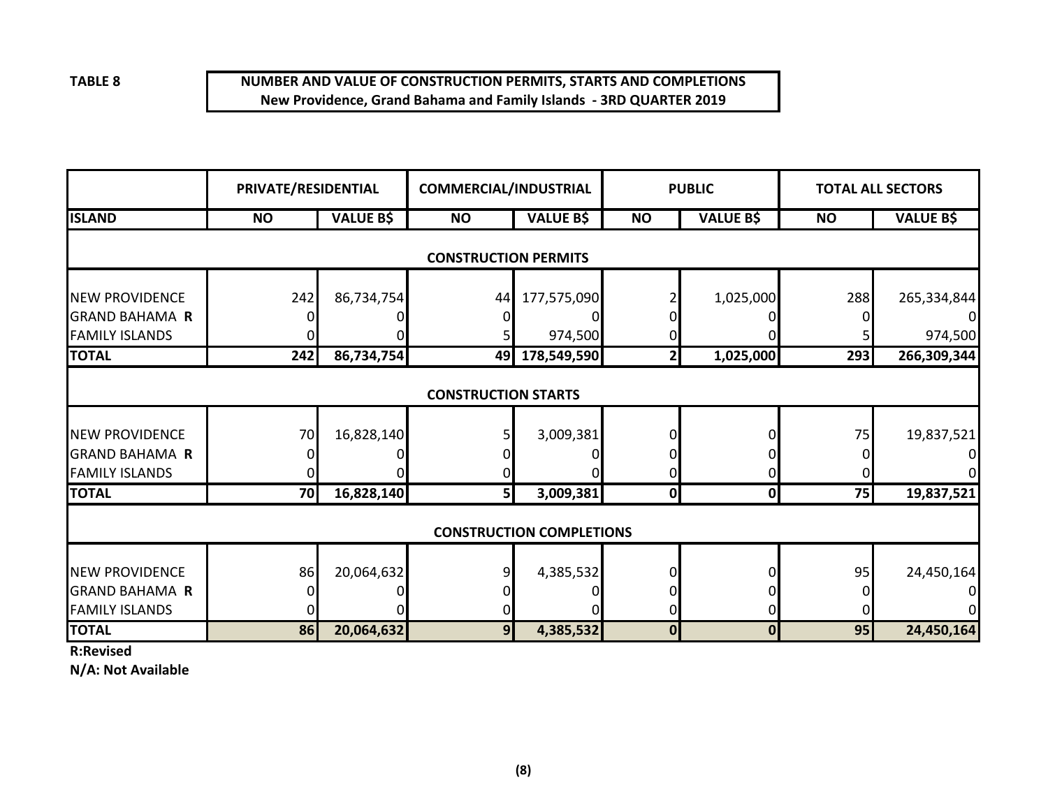**TABLE 8**

**NUMBER AND VALUE OF CONSTRUCTION PERMITS, STARTS AND COMPLETIONS**
**New Providence, Grand Bahama and Family Islands - 3RD QUARTER 2019**

| | PRIVATE/RESIDENTIAL | | COMMERCIAL/INDUSTRIAL | | PUBLIC | | TOTAL ALL SECTORS | |
|---|---|---|---|---|---|---|---|---|
| **ISLAND** | **NO** | **VALUE B$** | **NO** | **VALUE B$** | **NO** | **VALUE B$** | **NO** | **VALUE B$** |
| | | | | **CONSTRUCTION PERMITS** | | | | |
| NEW PROVIDENCE | 242 | 86,734,754 | 44 | 177,575,090 | 2 | 1,025,000 | 288 | 265,334,844 |
| GRAND BAHAMA **R** | 0 | 0 | 0 | 0 | 0 | 0 | 0 | 0 |
| FAMILY ISLANDS | 0 | 0 | 5 | 974,500 | 0 | 0 | 5 | 974,500 |
| **TOTAL** | **242** | **86,734,754** | **49** | **178,549,590** | **2** | **1,025,000** | **293** | **266,309,344** |
| | | | | **CONSTRUCTION STARTS** | | | | |
| NEW PROVIDENCE | 70 | 16,828,140 | 5 | 3,009,381 | 0 | 0 | 75 | 19,837,521 |
| GRAND BAHAMA **R** | 0 | 0 | 0 | 0 | 0 | 0 | 0 | 0 |
| FAMILY ISLANDS | 0 | 0 | 0 | 0 | 0 | 0 | 0 | 0 |
| **TOTAL** | **70** | **16,828,140** | **5** | **3,009,381** | **0** | **0** | **75** | **19,837,521** |
| | | | | **CONSTRUCTION COMPLETIONS** | | | | |
| NEW PROVIDENCE | 86 | 20,064,632 | 9 | 4,385,532 | 0 | 0 | 95 | 24,450,164 |
| GRAND BAHAMA **R** | 0 | 0 | 0 | 0 | 0 | 0 | 0 | 0 |
| FAMILY ISLANDS | 0 | 0 | 0 | 0 | 0 | 0 | 0 | 0 |
| **TOTAL** | **86** | **20,064,632** | **9** | **4,385,532** | **0** | **0** | **95** | **24,450,164** |

**R:Revised**
**N/A: Not Available**